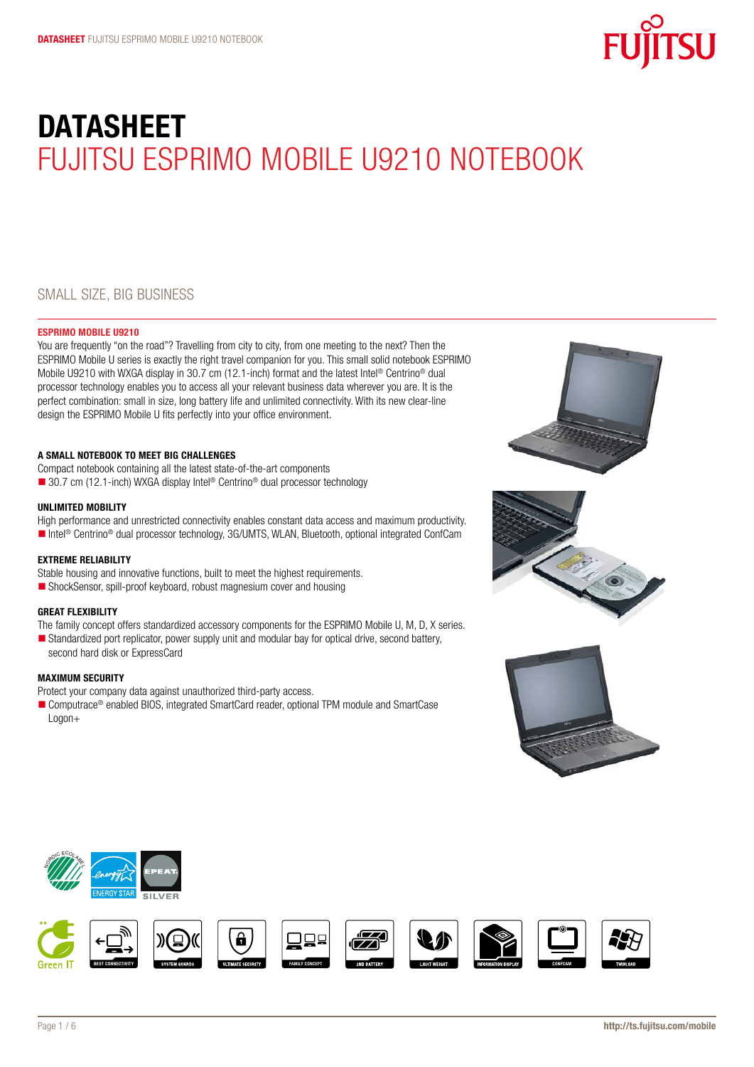# DATASHEET
# FUJITSU ESPRIMO MOBILE U9210 NOTEBOOK

## SMALL SIZE, BIG BUSINESS

### ESPRIMO MOBILE U9210

You are frequently "on the road"? Travelling from city to city, from one meeting to the next? Then the ESPRIMO Mobile U series is exactly the right travel companion for you. This small solid notebook ESPRIMO Mobile U9210 with WXGA display in 30.7 cm (12.1-inch) format and the latest Intel® Centrino® dual processor technology enables you to access all your relevant business data wherever you are. It is the perfect combination: small in size, long battery life and unlimited connectivity. With its new clear-line design the ESPRIMO Mobile U fits perfectly into your office environment.

### A SMALL NOTEBOOK TO MEET BIG CHALLENGES

Compact notebook containing all the latest state-of-the-art components

- 30.7 cm (12.1-inch) WXGA display Intel® Centrino® dual processor technology

### UNLIMITED MOBILITY

High performance and unrestricted connectivity enables constant data access and maximum productivity.

- Intel® Centrino® dual processor technology, 3G/UMTS, WLAN, Bluetooth, optional integrated ConfCam

### EXTREME RELIABILITY

Stable housing and innovative functions, built to meet the highest requirements.

- ShockSensor, spill-proof keyboard, robust magnesium cover and housing

### GREAT FLEXIBILITY

The family concept offers standardized accessory components for the ESPRIMO Mobile U, M, D, X series.

- Standardized port replicator, power supply unit and modular bay for optical drive, second battery, second hard disk or ExpressCard

### MAXIMUM SECURITY

Protect your company data against unauthorized third-party access.

- Computrace® enabled BIOS, integrated SmartCard reader, optional TPM module and SmartCase Logon+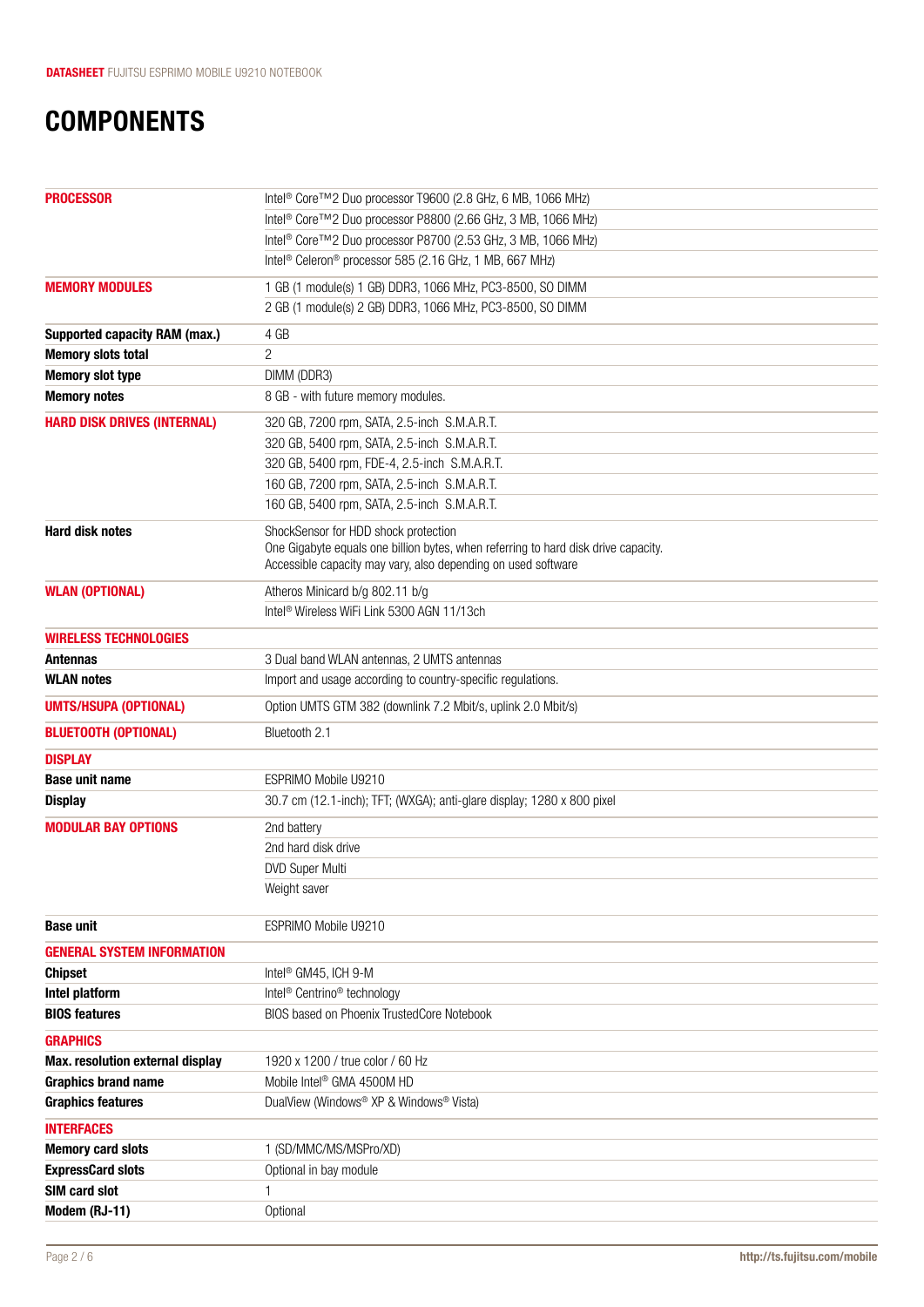# COMPONENTS

| | |
|---|---|
| **PROCESSOR** | Intel® Core™2 Duo processor T9600 (2.8 GHz, 6 MB, 1066 MHz) |
| | Intel® Core™2 Duo processor P8800 (2.66 GHz, 3 MB, 1066 MHz) |
| | Intel® Core™2 Duo processor P8700 (2.53 GHz, 3 MB, 1066 MHz) |
| | Intel® Celeron® processor 585 (2.16 GHz, 1 MB, 667 MHz) |
| **MEMORY MODULES** | 1 GB (1 module(s) 1 GB) DDR3, 1066 MHz, PC3-8500, SO DIMM |
| | 2 GB (1 module(s) 2 GB) DDR3, 1066 MHz, PC3-8500, SO DIMM |
| **Supported capacity RAM (max.)** | 4 GB |
| **Memory slots total** | 2 |
| **Memory slot type** | DIMM (DDR3) |
| **Memory notes** | 8 GB - with future memory modules. |
| **HARD DISK DRIVES (INTERNAL)** | 320 GB, 7200 rpm, SATA, 2.5-inch S.M.A.R.T. |
| | 320 GB, 5400 rpm, SATA, 2.5-inch S.M.A.R.T. |
| | 320 GB, 5400 rpm, FDE-4, 2.5-inch S.M.A.R.T. |
| | 160 GB, 7200 rpm, SATA, 2.5-inch S.M.A.R.T. |
| | 160 GB, 5400 rpm, SATA, 2.5-inch S.M.A.R.T. |
| **Hard disk notes** | ShockSensor for HDD shock protection<br>One Gigabyte equals one billion bytes, when referring to hard disk drive capacity.<br>Accessible capacity may vary, also depending on used software |
| **WLAN (OPTIONAL)** | Atheros Minicard b/g 802.11 b/g |
| | Intel® Wireless WiFi Link 5300 AGN 11/13ch |
| **WIRELESS TECHNOLOGIES** | |
| **Antennas** | 3 Dual band WLAN antennas, 2 UMTS antennas |
| **WLAN notes** | Import and usage according to country-specific regulations. |
| **UMTS/HSUPA (OPTIONAL)** | Option UMTS GTM 382 (downlink 7.2 Mbit/s, uplink 2.0 Mbit/s) |
| **BLUETOOTH (OPTIONAL)** | Bluetooth 2.1 |
| **DISPLAY** | |
| **Base unit name** | ESPRIMO Mobile U9210 |
| **Display** | 30.7 cm (12.1-inch); TFT; (WXGA); anti-glare display; 1280 x 800 pixel |
| **MODULAR BAY OPTIONS** | 2nd battery |
| | 2nd hard disk drive |
| | DVD Super Multi |
| | Weight saver |
| **Base unit** | ESPRIMO Mobile U9210 |
| **GENERAL SYSTEM INFORMATION** | |
| **Chipset** | Intel® GM45, ICH 9-M |
| **Intel platform** | Intel® Centrino® technology |
| **BIOS features** | BIOS based on Phoenix TrustedCore Notebook |
| **GRAPHICS** | |
| **Max. resolution external display** | 1920 x 1200 / true color / 60 Hz |
| **Graphics brand name** | Mobile Intel® GMA 4500M HD |
| **Graphics features** | DualView (Windows® XP & Windows® Vista) |
| **INTERFACES** | |
| **Memory card slots** | 1 (SD/MMC/MS/MSPro/XD) |
| **ExpressCard slots** | Optional in bay module |
| **SIM card slot** | 1 |
| **Modem (RJ-11)** | Optional |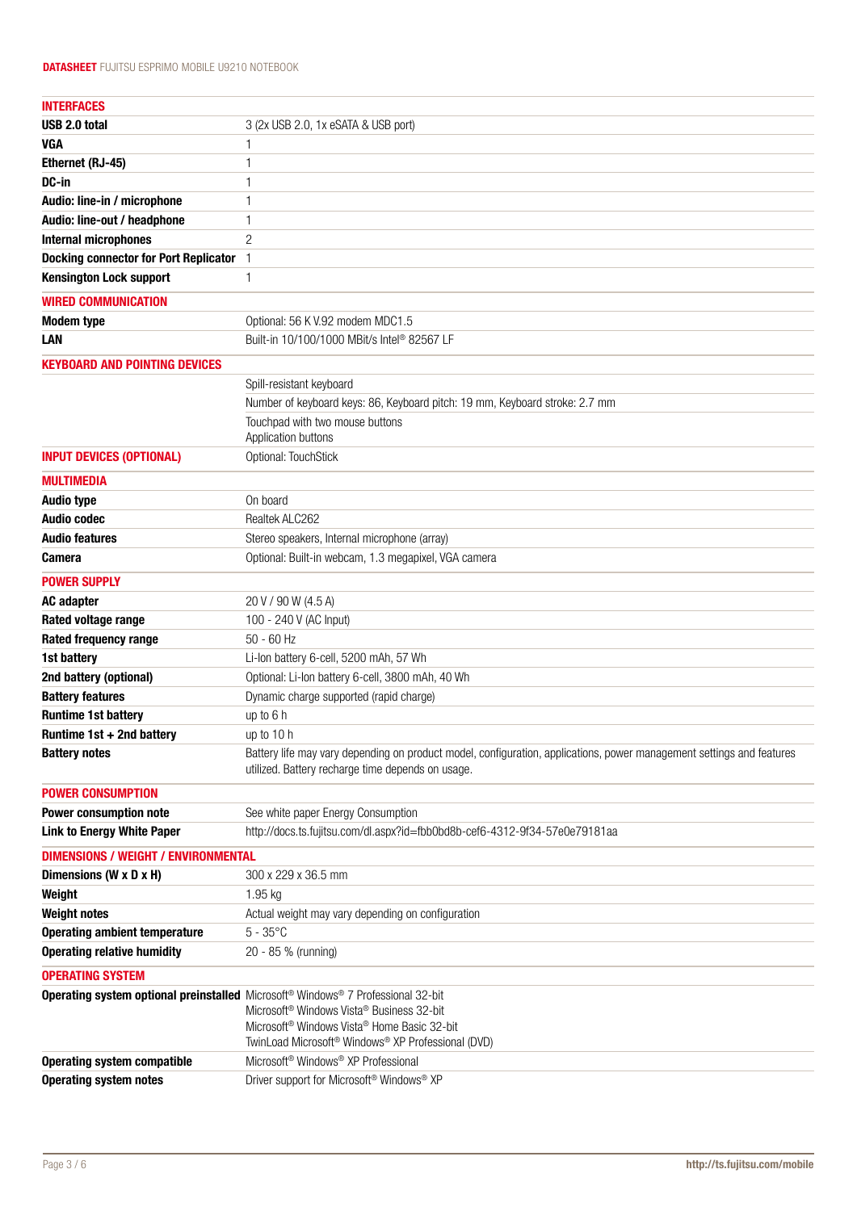## INTERFACES

| | |
|---|---|
| **USB 2.0 total** | 3 (2x USB 2.0, 1x eSATA & USB port) |
| **VGA** | 1 |
| **Ethernet (RJ-45)** | 1 |
| **DC-in** | 1 |
| **Audio: line-in / microphone** | 1 |
| **Audio: line-out / headphone** | 1 |
| **Internal microphones** | 2 |
| **Docking connector for Port Replicator** | 1 |
| **Kensington Lock support** | 1 |

## WIRED COMMUNICATION

| | |
|---|---|
| **Modem type** | Optional: 56 K V.92 modem MDC1.5 |
| **LAN** | Built-in 10/100/1000 MBit/s Intel® 82567 LF |

## KEYBOARD AND POINTING DEVICES

| | |
|---|---|
| | Spill-resistant keyboard |
| | Number of keyboard keys: 86, Keyboard pitch: 19 mm, Keyboard stroke: 2.7 mm |
| | Touchpad with two mouse buttons<br>Application buttons |

## INPUT DEVICES (OPTIONAL)

| | |
|---|---|
| | Optional: TouchStick |

## MULTIMEDIA

| | |
|---|---|
| **Audio type** | On board |
| **Audio codec** | Realtek ALC262 |
| **Audio features** | Stereo speakers, Internal microphone (array) |
| **Camera** | Optional: Built-in webcam, 1.3 megapixel, VGA camera |

## POWER SUPPLY

| | |
|---|---|
| **AC adapter** | 20 V / 90 W (4.5 A) |
| **Rated voltage range** | 100 - 240 V (AC Input) |
| **Rated frequency range** | 50 - 60 Hz |
| **1st battery** | Li-Ion battery 6-cell, 5200 mAh, 57 Wh |
| **2nd battery (optional)** | Optional: Li-Ion battery 6-cell, 3800 mAh, 40 Wh |
| **Battery features** | Dynamic charge supported (rapid charge) |
| **Runtime 1st battery** | up to 6 h |
| **Runtime 1st + 2nd battery** | up to 10 h |
| **Battery notes** | Battery life may vary depending on product model, configuration, applications, power management settings and features utilized. Battery recharge time depends on usage. |

## POWER CONSUMPTION

| | |
|---|---|
| **Power consumption note** | See white paper Energy Consumption |
| **Link to Energy White Paper** | http://docs.ts.fujitsu.com/dl.aspx?id=fbb0bd8b-cef6-4312-9f34-57e0e79181aa |

## DIMENSIONS / WEIGHT / ENVIRONMENTAL

| | |
|---|---|
| **Dimensions (W x D x H)** | 300 x 229 x 36.5 mm |
| **Weight** | 1.95 kg |
| **Weight notes** | Actual weight may vary depending on configuration |
| **Operating ambient temperature** | 5 - 35°C |
| **Operating relative humidity** | 20 - 85 % (running) |

## OPERATING SYSTEM

| | |
|---|---|
| **Operating system optional preinstalled** | Microsoft® Windows® 7 Professional 32-bit<br>Microsoft® Windows Vista® Business 32-bit<br>Microsoft® Windows Vista® Home Basic 32-bit<br>TwinLoad Microsoft® Windows® XP Professional (DVD) |
| **Operating system compatible** | Microsoft® Windows® XP Professional |
| **Operating system notes** | Driver support for Microsoft® Windows® XP |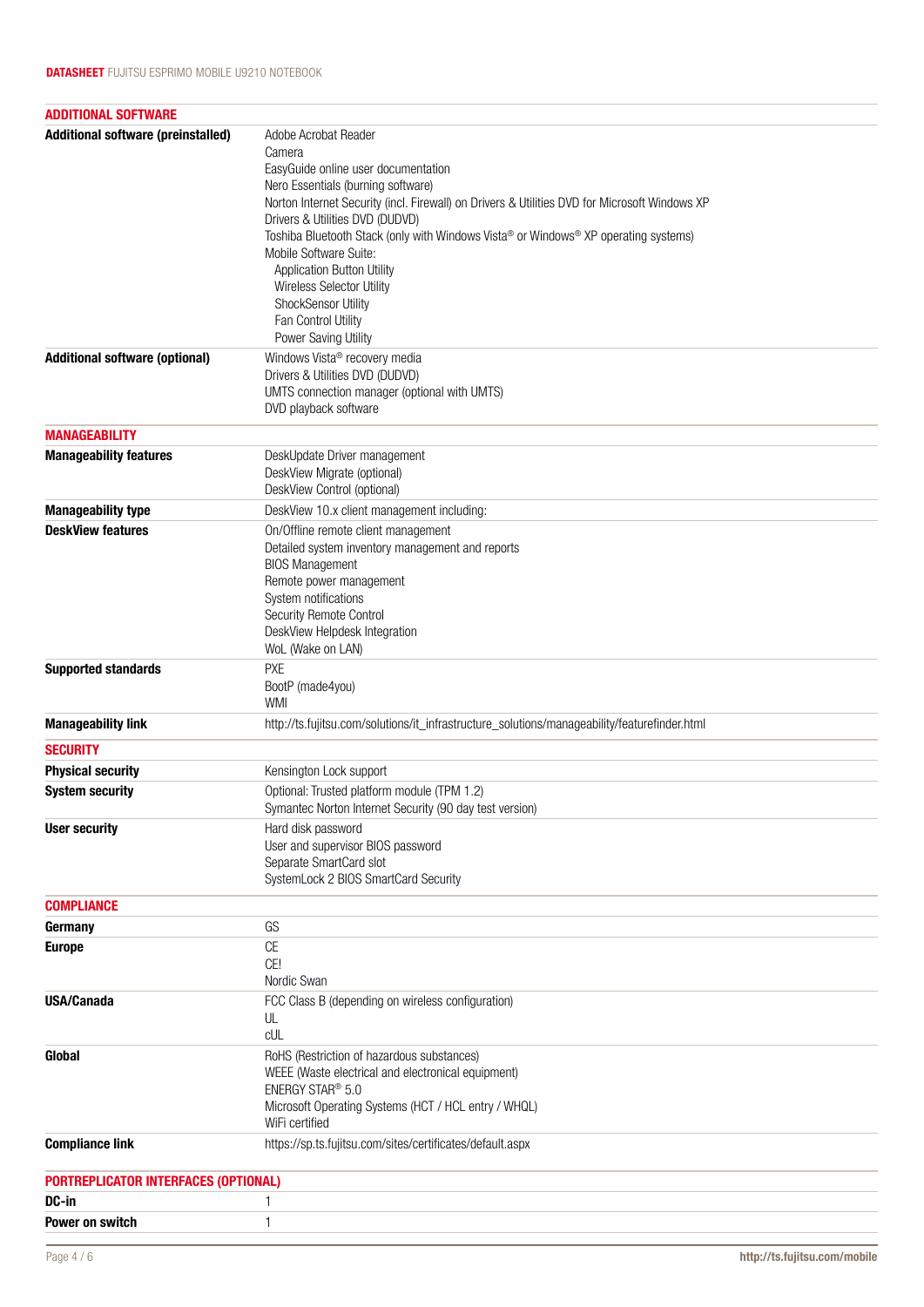## ADDITIONAL SOFTWARE

| | |
|---|---|
| **Additional software (preinstalled)** | Adobe Acrobat Reader<br>Camera<br>EasyGuide online user documentation<br>Nero Essentials (burning software)<br>Norton Internet Security (incl. Firewall) on Drivers & Utilities DVD for Microsoft Windows XP<br>Drivers & Utilities DVD (DUDVD)<br>Toshiba Bluetooth Stack (only with Windows Vista® or Windows® XP operating systems)<br>Mobile Software Suite:<br>Application Button Utility<br>Wireless Selector Utility<br>ShockSensor Utility<br>Fan Control Utility<br>Power Saving Utility |
| **Additional software (optional)** | Windows Vista® recovery media<br>Drivers & Utilities DVD (DUDVD)<br>UMTS connection manager (optional with UMTS)<br>DVD playback software |

## MANAGEABILITY

| | |
|---|---|
| **Manageability features** | DeskUpdate Driver management<br>DeskView Migrate (optional)<br>DeskView Control (optional) |
| **Manageability type** | DeskView 10.x client management including: |
| **DeskView features** | On/Offline remote client management<br>Detailed system inventory management and reports<br>BIOS Management<br>Remote power management<br>System notifications<br>Security Remote Control<br>DeskView Helpdesk Integration<br>WoL (Wake on LAN) |
| **Supported standards** | PXE<br>BootP (made4you)<br>WMI |
| **Manageability link** | http://ts.fujitsu.com/solutions/it_infrastructure_solutions/manageability/featurefinder.html |

## SECURITY

| | |
|---|---|
| **Physical security** | Kensington Lock support |
| **System security** | Optional: Trusted platform module (TPM 1.2)<br>Symantec Norton Internet Security (90 day test version) |
| **User security** | Hard disk password<br>User and supervisor BIOS password<br>Separate SmartCard slot<br>SystemLock 2 BIOS SmartCard Security |

## COMPLIANCE

| | |
|---|---|
| **Germany** | GS |
| **Europe** | CE<br>CE!<br>Nordic Swan |
| **USA/Canada** | FCC Class B (depending on wireless configuration)<br>UL<br>cUL |
| **Global** | RoHS (Restriction of hazardous substances)<br>WEEE (Waste electrical and electronical equipment)<br>ENERGY STAR® 5.0<br>Microsoft Operating Systems (HCT / HCL entry / WHQL)<br>WiFi certified |
| **Compliance link** | https://sp.ts.fujitsu.com/sites/certificates/default.aspx |

## PORTREPLICATOR INTERFACES (OPTIONAL)

| | |
|---|---|
| **DC-in** | 1 |
| **Power on switch** | 1 |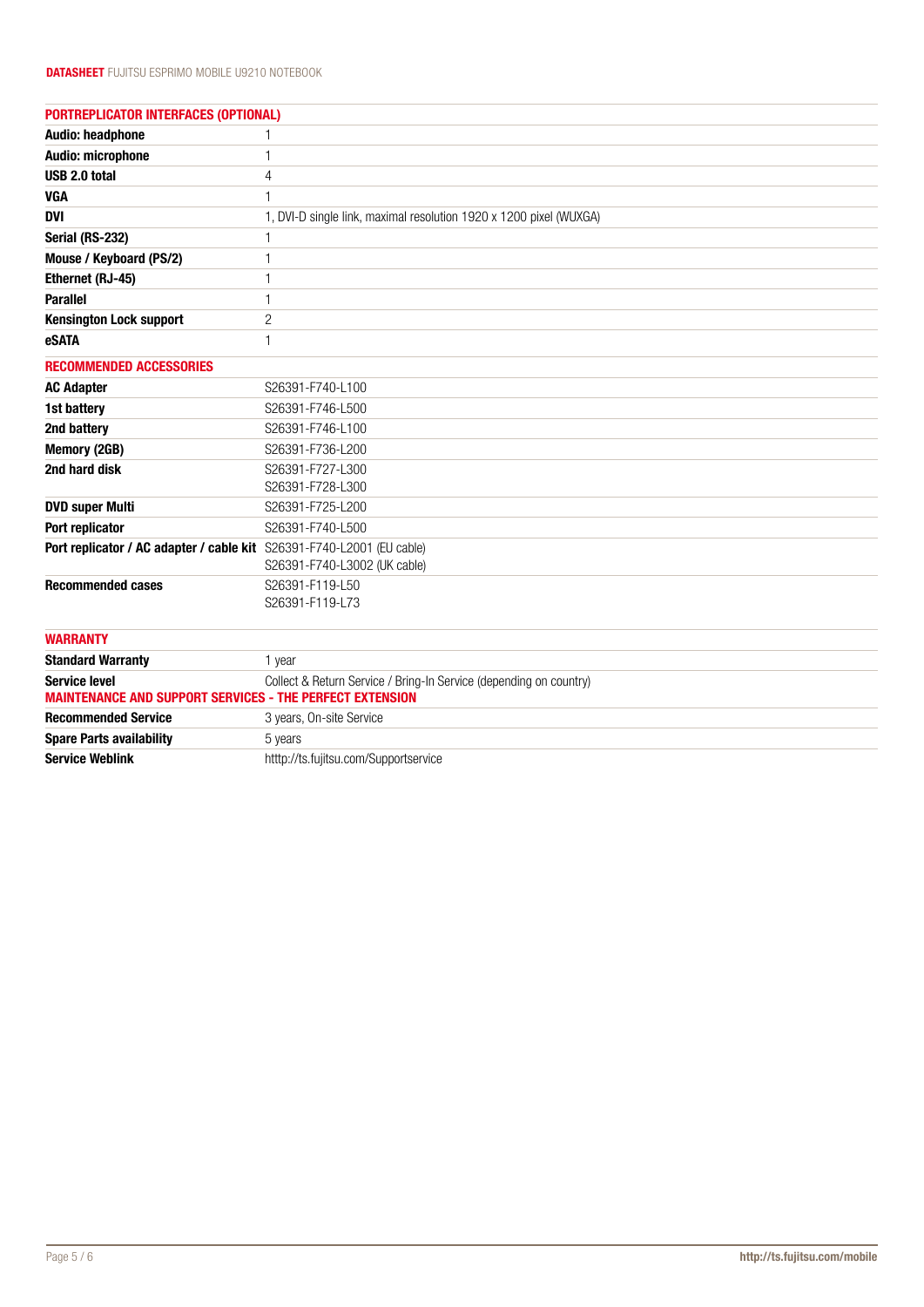## PORTREPLICATOR INTERFACES (OPTIONAL)

| | |
|---|---|
| **Audio: headphone** | 1 |
| **Audio: microphone** | 1 |
| **USB 2.0 total** | 4 |
| **VGA** | 1 |
| **DVI** | 1, DVI-D single link, maximal resolution 1920 x 1200 pixel (WUXGA) |
| **Serial (RS-232)** | 1 |
| **Mouse / Keyboard (PS/2)** | 1 |
| **Ethernet (RJ-45)** | 1 |
| **Parallel** | 1 |
| **Kensington Lock support** | 2 |
| **eSATA** | 1 |

## RECOMMENDED ACCESSORIES

| | |
|---|---|
| **AC Adapter** | S26391-F740-L100 |
| **1st battery** | S26391-F746-L500 |
| **2nd battery** | S26391-F746-L100 |
| **Memory (2GB)** | S26391-F736-L200 |
| **2nd hard disk** | S26391-F727-L300<br>S26391-F728-L300 |
| **DVD super Multi** | S26391-F725-L200 |
| **Port replicator** | S26391-F740-L500 |
| **Port replicator / AC adapter / cable kit** | S26391-F740-L2001 (EU cable)<br>S26391-F740-L3002 (UK cable) |
| **Recommended cases** | S26391-F119-L50<br>S26391-F119-L73 |

## WARRANTY

| | |
|---|---|
| **Standard Warranty** | 1 year |
| **Service level** | Collect & Return Service / Bring-In Service (depending on country) |

## MAINTENANCE AND SUPPORT SERVICES - THE PERFECT EXTENSION

| | |
|---|---|
| **Recommended Service** | 3 years, On-site Service |
| **Spare Parts availability** | 5 years |
| **Service Weblink** | htttp://ts.fujitsu.com/Supportservice |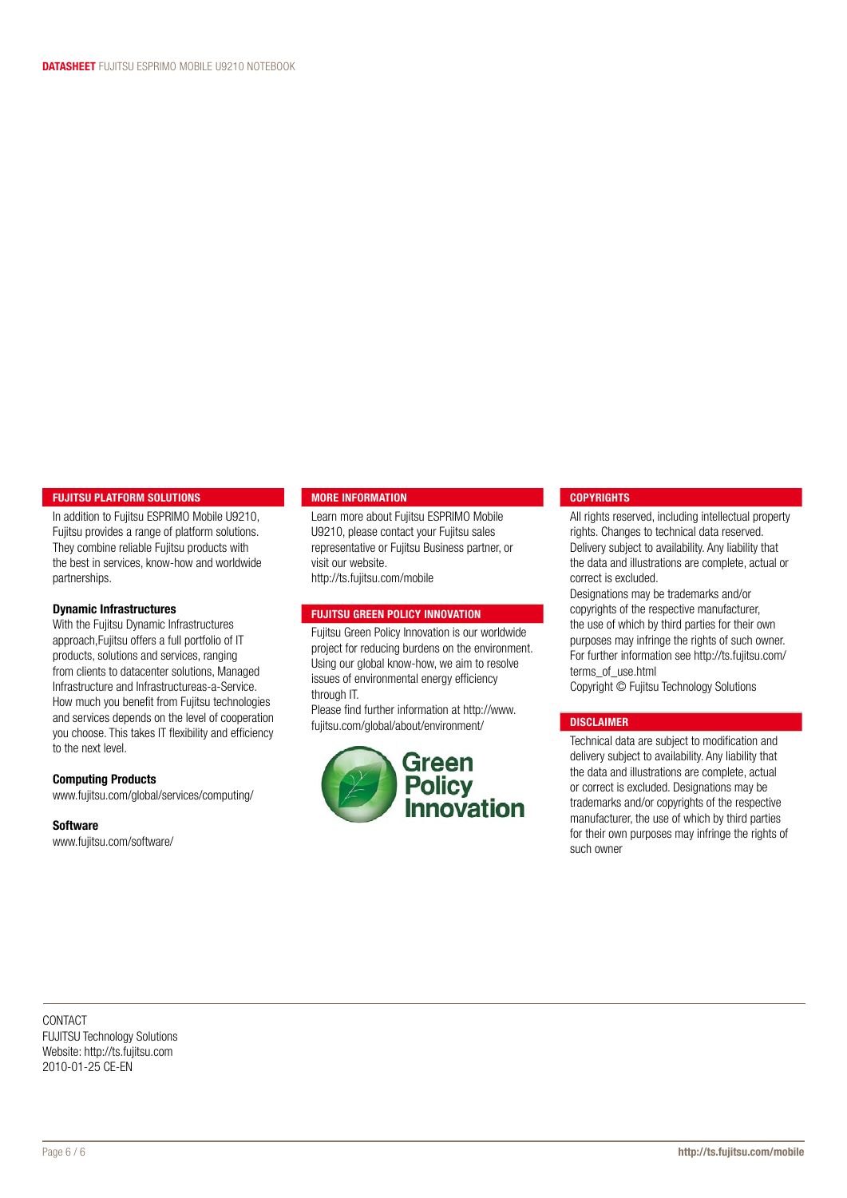## FUJITSU PLATFORM SOLUTIONS

In addition to Fujitsu ESPRIMO Mobile U9210, Fujitsu provides a range of platform solutions. They combine reliable Fujitsu products with the best in services, know-how and worldwide partnerships.

**Dynamic Infrastructures**
With the Fujitsu Dynamic Infrastructures approach,Fujitsu offers a full portfolio of IT products, solutions and services, ranging from clients to datacenter solutions, Managed Infrastructure and Infrastructureas-a-Service. How much you benefit from Fujitsu technologies and services depends on the level of cooperation you choose. This takes IT flexibility and efficiency to the next level.

**Computing Products**
www.fujitsu.com/global/services/computing/

**Software**
www.fujitsu.com/software/

## MORE INFORMATION

Learn more about Fujitsu ESPRIMO Mobile U9210, please contact your Fujitsu sales representative or Fujitsu Business partner, or visit our website.
http://ts.fujitsu.com/mobile

## FUJITSU GREEN POLICY INNOVATION

Fujitsu Green Policy Innovation is our worldwide project for reducing burdens on the environment. Using our global know-how, we aim to resolve issues of environmental energy efficiency through IT.
Please find further information at http://www.fujitsu.com/global/about/environment/

Green Policy Innovation

## COPYRIGHTS

All rights reserved, including intellectual property rights. Changes to technical data reserved. Delivery subject to availability. Any liability that the data and illustrations are complete, actual or correct is excluded.
Designations may be trademarks and/or copyrights of the respective manufacturer, the use of which by third parties for their own purposes may infringe the rights of such owner.
For further information see http://ts.fujitsu.com/terms_of_use.html
Copyright © Fujitsu Technology Solutions

## DISCLAIMER

Technical data are subject to modification and delivery subject to availability. Any liability that the data and illustrations are complete, actual or correct is excluded. Designations may be trademarks and/or copyrights of the respective manufacturer, the use of which by third parties for their own purposes may infringe the rights of such owner

CONTACT
FUJITSU Technology Solutions
Website: http://ts.fujitsu.com
2010-01-25 CE-EN